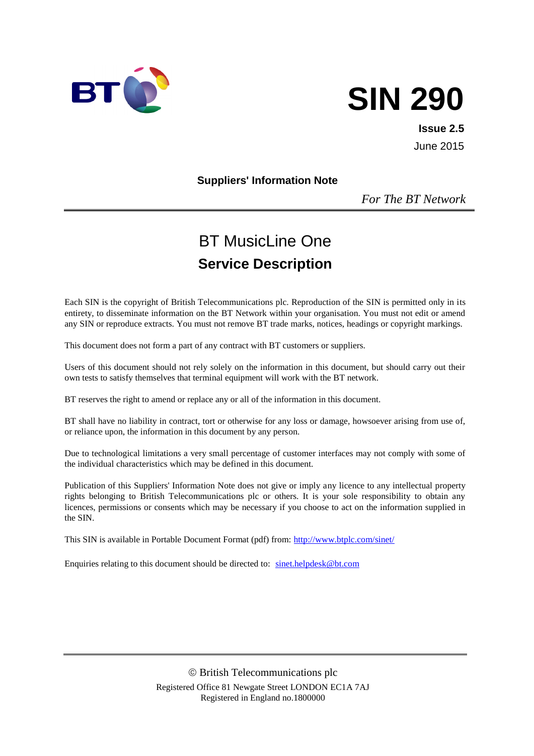# SIN 290

**Issue 2.5**

June 2015

**Suppliers' Information Note**

*For The BT Network*

---

## BT MusicLine One

## Service Description

Each SIN is the copyright of British Telecommunications plc. Reproduction of the SIN is permitted only in its entirety, to disseminate information on the BT Network within your organisation. You must not edit or amend any SIN or reproduce extracts. You must not remove BT trade marks, notices, headings or copyright markings.

This document does not form a part of any contract with BT customers or suppliers.

Users of this document should not rely solely on the information in this document, but should carry out their own tests to satisfy themselves that terminal equipment will work with the BT network.

BT reserves the right to amend or replace any or all of the information in this document.

BT shall have no liability in contract, tort or otherwise for any loss or damage, howsoever arising from use of, or reliance upon, the information in this document by any person.

Due to technological limitations a very small percentage of customer interfaces may not comply with some of the individual characteristics which may be defined in this document.

Publication of this Suppliers' Information Note does not give or imply any licence to any intellectual property rights belonging to British Telecommunications plc or others. It is your sole responsibility to obtain any licences, permissions or consents which may be necessary if you choose to act on the information supplied in the SIN.

This SIN is available in Portable Document Format (pdf) from: http://www.btplc.com/sinet/

Enquiries relating to this document should be directed to: sinet.helpdesk@bt.com

---

© British Telecommunications plc

Registered Office 81 Newgate Street LONDON EC1A 7AJ

Registered in England no.1800000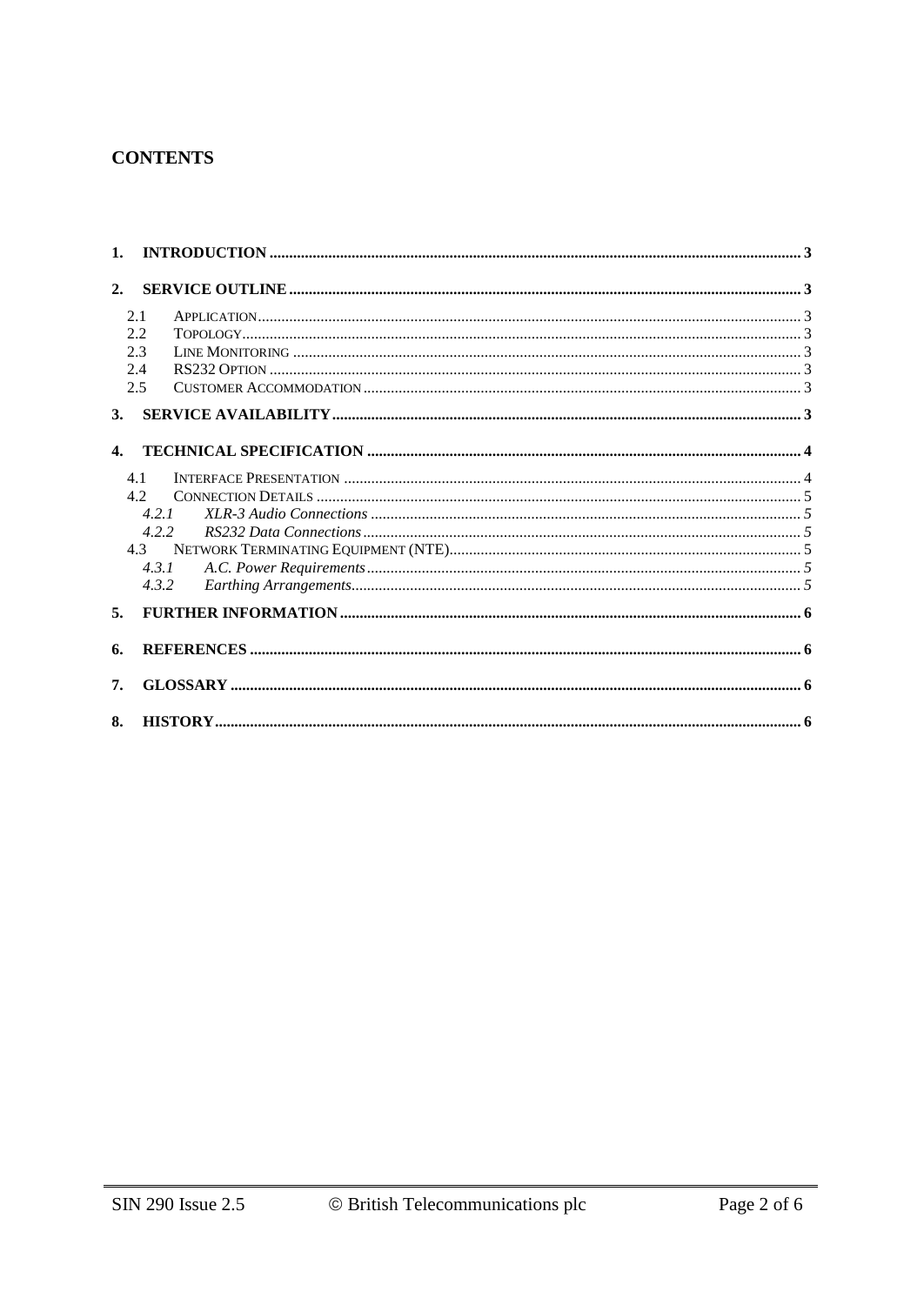# CONTENTS

1. **INTRODUCTION** ........ 3
2. **SERVICE OUTLINE** ........ 3
   - 2.1 APPLICATION ........ 3
   - 2.2 TOPOLOGY ........ 3
   - 2.3 LINE MONITORING ........ 3
   - 2.4 RS232 OPTION ........ 3
   - 2.5 CUSTOMER ACCOMMODATION ........ 3
3. **SERVICE AVAILABILITY** ........ 3
4. **TECHNICAL SPECIFICATION** ........ 4
   - 4.1 INTERFACE PRESENTATION ........ 4
   - 4.2 CONNECTION DETAILS ........ 5
     - *4.2.1 XLR-3 Audio Connections* ........ 5
     - *4.2.2 RS232 Data Connections* ........ 5
   - 4.3 NETWORK TERMINATING EQUIPMENT (NTE) ........ 5
     - *4.3.1 A.C. Power Requirements* ........ 5
     - *4.3.2 Earthing Arrangements* ........ 5
5. **FURTHER INFORMATION** ........ 6
6. **REFERENCES** ........ 6
7. **GLOSSARY** ........ 6
8. **HISTORY** ........ 6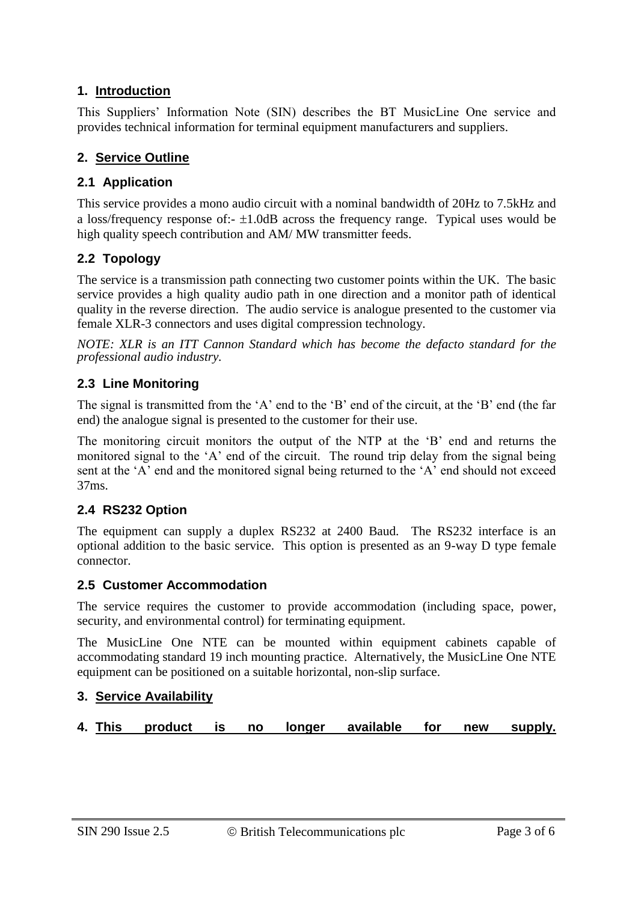## 1. Introduction

This Suppliers' Information Note (SIN) describes the BT MusicLine One service and provides technical information for terminal equipment manufacturers and suppliers.

## 2. Service Outline

### 2.1 Application

This service provides a mono audio circuit with a nominal bandwidth of 20Hz to 7.5kHz and a loss/frequency response of:- ±1.0dB across the frequency range. Typical uses would be high quality speech contribution and AM/ MW transmitter feeds.

### 2.2 Topology

The service is a transmission path connecting two customer points within the UK. The basic service provides a high quality audio path in one direction and a monitor path of identical quality in the reverse direction. The audio service is analogue presented to the customer via female XLR-3 connectors and uses digital compression technology.

*NOTE: XLR is an ITT Cannon Standard which has become the defacto standard for the professional audio industry.*

### 2.3 Line Monitoring

The signal is transmitted from the 'A' end to the 'B' end of the circuit, at the 'B' end (the far end) the analogue signal is presented to the customer for their use.

The monitoring circuit monitors the output of the NTP at the 'B' end and returns the monitored signal to the 'A' end of the circuit. The round trip delay from the signal being sent at the 'A' end and the monitored signal being returned to the 'A' end should not exceed 37ms.

### 2.4 RS232 Option

The equipment can supply a duplex RS232 at 2400 Baud. The RS232 interface is an optional addition to the basic service. This option is presented as an 9-way D type female connector.

### 2.5 Customer Accommodation

The service requires the customer to provide accommodation (including space, power, security, and environmental control) for terminating equipment.

The MusicLine One NTE can be mounted within equipment cabinets capable of accommodating standard 19 inch mounting practice. Alternatively, the MusicLine One NTE equipment can be positioned on a suitable horizontal, non-slip surface.

## 3. Service Availability

## 4. This product is no longer available for new supply.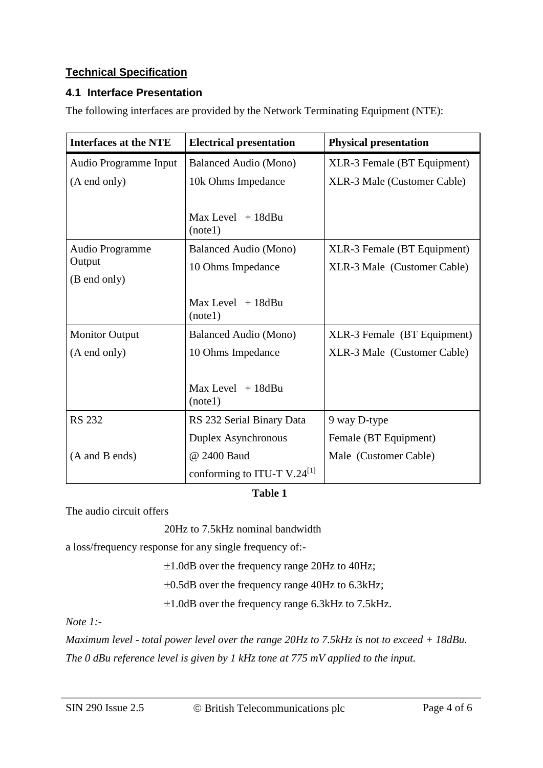## Technical Specification

### 4.1 Interface Presentation

The following interfaces are provided by the Network Terminating Equipment (NTE):

| Interfaces at the NTE | Electrical presentation | Physical presentation |
|---|---|---|
| Audio Programme Input<br>(A end only) | Balanced Audio (Mono)<br>10k Ohms Impedance<br><br>Max Level + 18dBu (note1) | XLR-3 Female (BT Equipment)<br>XLR-3 Male (Customer Cable) |
| Audio Programme Output<br>(B end only) | Balanced Audio (Mono)<br>10 Ohms Impedance<br><br>Max Level + 18dBu (note1) | XLR-3 Female (BT Equipment)<br>XLR-3 Male (Customer Cable) |
| Monitor Output<br>(A end only) | Balanced Audio (Mono)<br>10 Ohms Impedance<br><br>Max Level + 18dBu (note1) | XLR-3 Female (BT Equipment)<br>XLR-3 Male (Customer Cable) |
| RS 232<br><br>(A and B ends) | RS 232 Serial Binary Data<br>Duplex Asynchronous<br>@ 2400 Baud<br>conforming to ITU-T V.24[1] | 9 way D-type<br>Female (BT Equipment)<br>Male (Customer Cable) |

**Table 1**

The audio circuit offers

20Hz to 7.5kHz nominal bandwidth

a loss/frequency response for any single frequency of:-

±1.0dB over the frequency range 20Hz to 40Hz;

±0.5dB over the frequency range 40Hz to 6.3kHz;

±1.0dB over the frequency range 6.3kHz to 7.5kHz.

*Note 1:-*

*Maximum level - total power level over the range 20Hz to 7.5kHz is not to exceed + 18dBu.*

*The 0 dBu reference level is given by 1 kHz tone at 775 mV applied to the input.*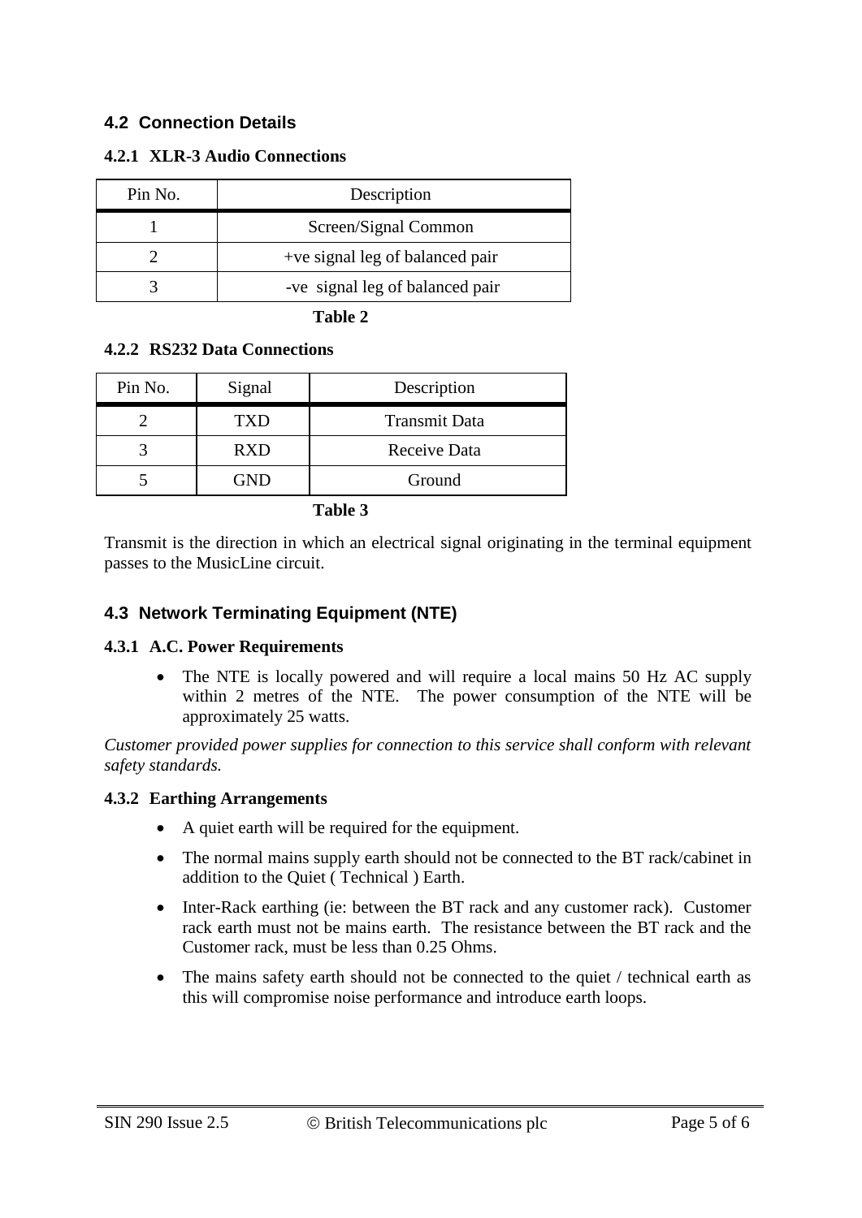## 4.2 Connection Details

### 4.2.1 XLR-3 Audio Connections

| Pin No. | Description |
| --- | --- |
| 1 | Screen/Signal Common |
| 2 | +ve signal leg of balanced pair |
| 3 | -ve signal leg of balanced pair |

**Table 2**

### 4.2.2 RS232 Data Connections

| Pin No. | Signal | Description |
| --- | --- | --- |
| 2 | TXD | Transmit Data |
| 3 | RXD | Receive Data |
| 5 | GND | Ground |

**Table 3**

Transmit is the direction in which an electrical signal originating in the terminal equipment passes to the MusicLine circuit.

## 4.3 Network Terminating Equipment (NTE)

### 4.3.1 A.C. Power Requirements

- The NTE is locally powered and will require a local mains 50 Hz AC supply within 2 metres of the NTE. The power consumption of the NTE will be approximately 25 watts.

*Customer provided power supplies for connection to this service shall conform with relevant safety standards.*

### 4.3.2 Earthing Arrangements

- A quiet earth will be required for the equipment.
- The normal mains supply earth should not be connected to the BT rack/cabinet in addition to the Quiet ( Technical ) Earth.
- Inter-Rack earthing (ie: between the BT rack and any customer rack). Customer rack earth must not be mains earth. The resistance between the BT rack and the Customer rack, must be less than 0.25 Ohms.
- The mains safety earth should not be connected to the quiet / technical earth as this will compromise noise performance and introduce earth loops.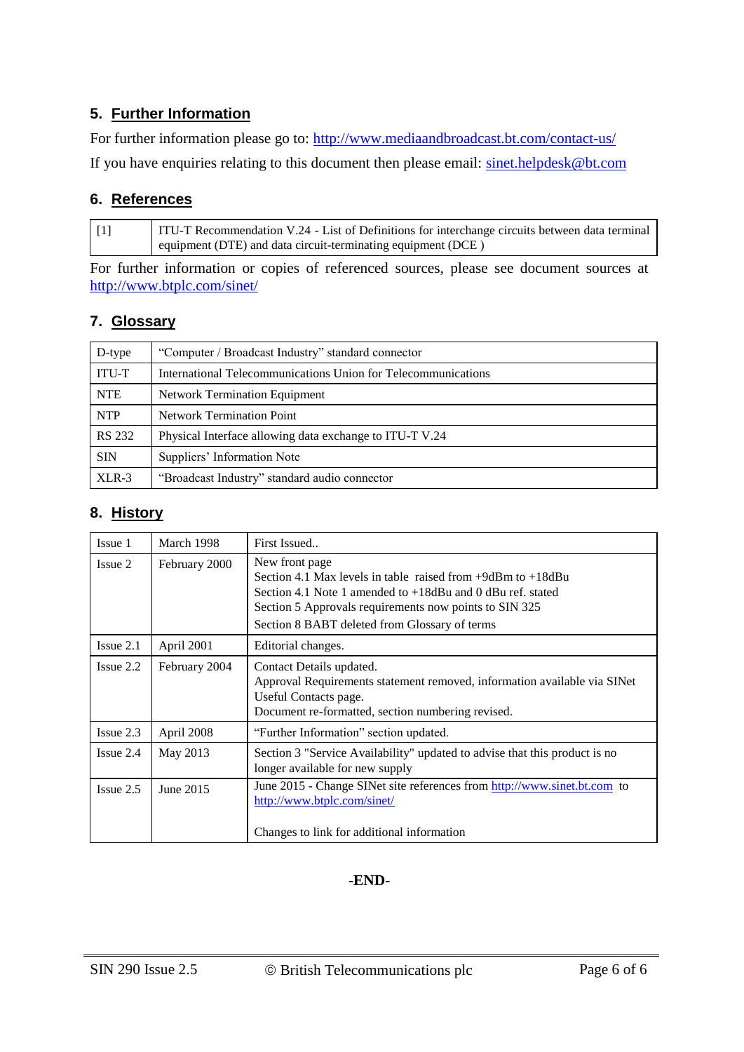## 5. Further Information

For further information please go to: http://www.mediaandbroadcast.bt.com/contact-us/

If you have enquiries relating to this document then please email: sinet.helpdesk@bt.com

## 6. References

| | |
|---|---|
| [1] | ITU-T Recommendation V.24 - List of Definitions for interchange circuits between data terminal equipment (DTE) and data circuit-terminating equipment (DCE ) |

For further information or copies of referenced sources, please see document sources at http://www.btplc.com/sinet/

## 7. Glossary

| | |
|---|---|
| D-type | "Computer / Broadcast Industry" standard connector |
| ITU-T | International Telecommunications Union for Telecommunications |
| NTE | Network Termination Equipment |
| NTP | Network Termination Point |
| RS 232 | Physical Interface allowing data exchange to ITU-T V.24 |
| SIN | Suppliers' Information Note |
| XLR-3 | "Broadcast Industry" standard audio connector |

## 8. History

| | | |
|---|---|---|
| Issue 1 | March 1998 | First Issued.. |
| Issue 2 | February 2000 | New front page<br>Section 4.1 Max levels in table raised from +9dBm to +18dBu<br>Section 4.1 Note 1 amended to +18dBu and 0 dBu ref. stated<br>Section 5 Approvals requirements now points to SIN 325<br>Section 8 BABT deleted from Glossary of terms |
| Issue 2.1 | April 2001 | Editorial changes. |
| Issue 2.2 | February 2004 | Contact Details updated.<br>Approval Requirements statement removed, information available via SINet Useful Contacts page.<br>Document re-formatted, section numbering revised. |
| Issue 2.3 | April 2008 | "Further Information" section updated. |
| Issue 2.4 | May 2013 | Section 3 "Service Availability" updated to advise that this product is no longer available for new supply |
| Issue 2.5 | June 2015 | June 2015 - Change SINet site references from http://www.sinet.bt.com to http://www.btplc.com/sinet/<br><br>Changes to link for additional information |

**-END-**